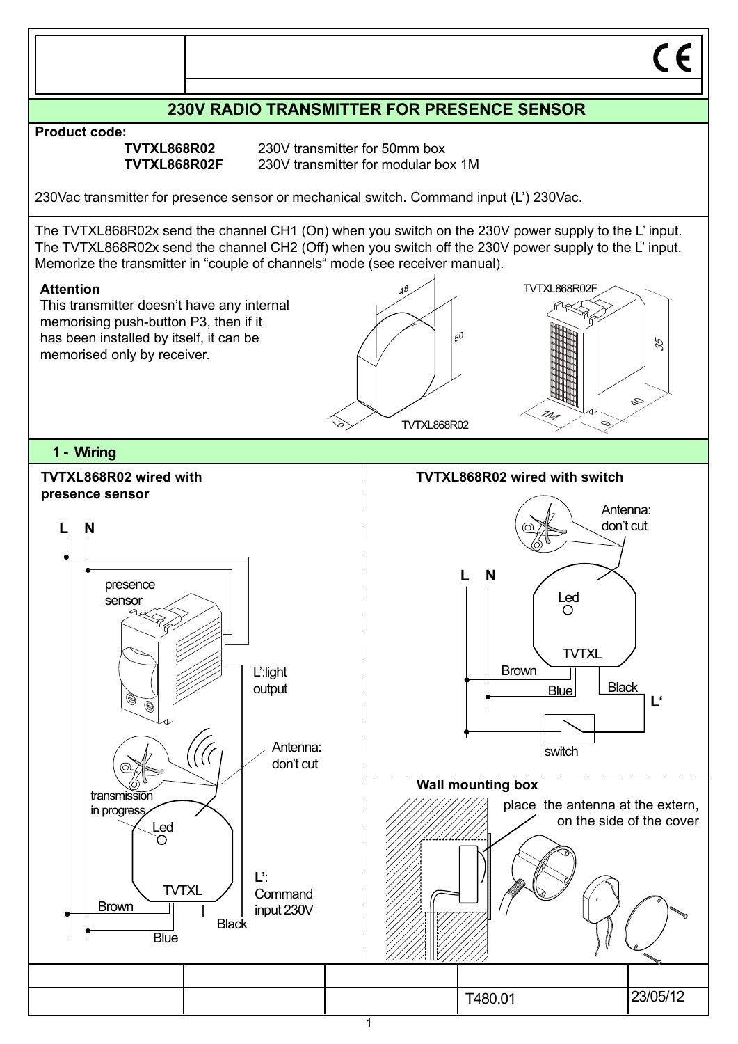## 230V RADIO TRANSMITTER FOR PRESENCE SENSOR

**Product code:**

| | |
|---|---|
| **TVTXL868R02** | 230V transmitter for 50mm box |
| **TVTXL868R02F** | 230V transmitter for modular box 1M |

230Vac transmitter for presence sensor or mechanical switch. Command input (L') 230Vac.

The TVTXL868R02x send the channel CH1 (On) when you switch on the 230V power supply to the L' input.
The TVTXL868R02x send the channel CH2 (Off) when you switch off the 230V power supply to the L' input.
Memorize the transmitter in "couple of channels" mode (see receiver manual).

**Attention**
This transmitter doesn't have any internal memorising push-button P3, then if it has been installed by itself, it can be memorised only by receiver.

## 1 - Wiring

**TVTXL868R02 wired with presence sensor**

**TVTXL868R02 wired with switch**

**Wall mounting box**

place the antenna at the extern, on the side of the cover

T480.01 23/05/12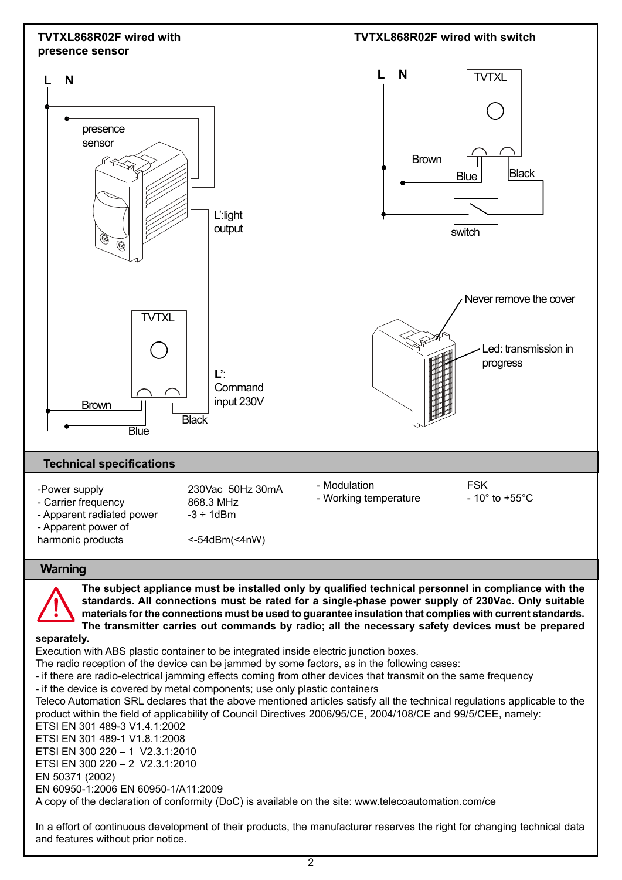**TVTXL868R02F wired with presence sensor**

L N

presence sensor

L':light output

TVTXL

L': Command input 230V

Brown

Blue

Black

**TVTXL868R02F wired with switch**

L N

TVTXL

Brown

Blue

Black

switch

Never remove the cover

Led: transmission in progress

## Technical specifications

| | | | |
|---|---|---|---|
| -Power supply | 230Vac 50Hz 30mA | - Modulation | FSK |
| - Carrier frequency | 868.3 MHz | - Working temperature | - 10° to +55°C |
| - Apparent radiated power | -3 ÷ 1dBm | | |
| - Apparent power of harmonic products | <-54dBm(<4nW) | | |

## Warning

**The subject appliance must be installed only by qualified technical personnel in compliance with the standards. All connections must be rated for a single-phase power supply of 230Vac. Only suitable materials for the connections must be used to guarantee insulation that complies with current standards. The transmitter carries out commands by radio; all the necessary safety devices must be prepared separately.**

Execution with ABS plastic container to be integrated inside electric junction boxes.

The radio reception of the device can be jammed by some factors, as in the following cases:

- if there are radio-electrical jamming effects coming from other devices that transmit on the same frequency
- if the device is covered by metal components; use only plastic containers

Teleco Automation SRL declares that the above mentioned articles satisfy all the technical regulations applicable to the product within the field of applicability of Council Directives 2006/95/CE, 2004/108/CE and 99/5/CEE, namely:

ETSI EN 301 489-3 V1.4.1:2002
ETSI EN 301 489-1 V1.8.1:2008
ETSI EN 300 220 – 1 V2.3.1:2010
ETSI EN 300 220 – 2 V2.3.1:2010
EN 50371 (2002)
EN 60950-1:2006 EN 60950-1/A11:2009

A copy of the declaration of conformity (DoC) is available on the site: www.telecoautomation.com/ce

In a effort of continuous development of their products, the manufacturer reserves the right for changing technical data and features without prior notice.